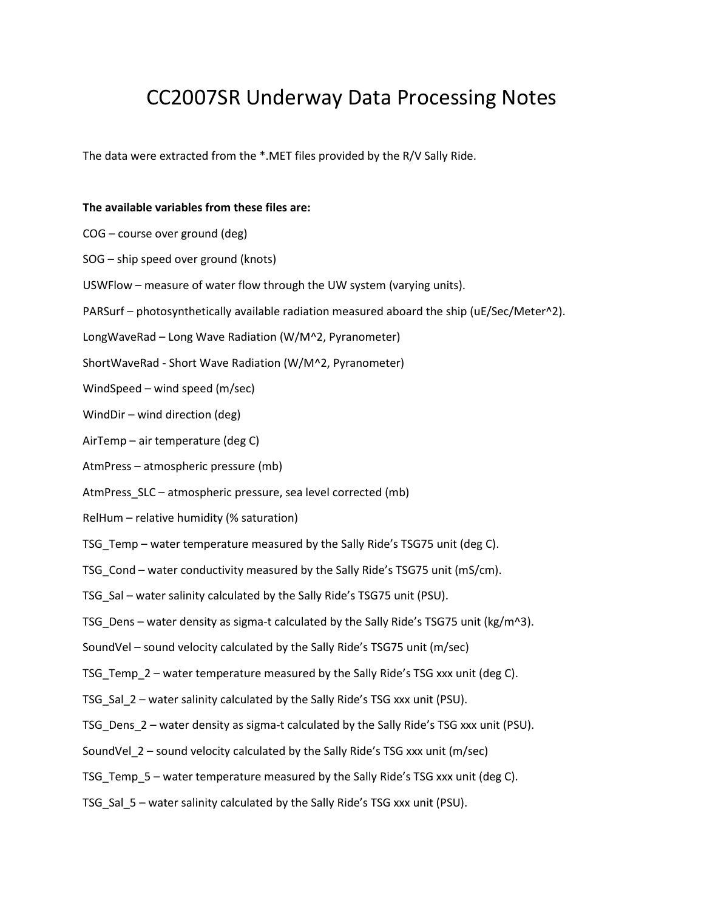# CC2007SR Underway Data Processing Notes

The data were extracted from the *.MET files provided by the R/V Sally Ride.

**The available variables from these files are:**

COG – course over ground (deg)

SOG – ship speed over ground (knots)

USWFlow – measure of water flow through the UW system (varying units).

PARSurf – photosynthetically available radiation measured aboard the ship (uE/Sec/Meter^2).

LongWaveRad – Long Wave Radiation (W/M^2, Pyranometer)

ShortWaveRad - Short Wave Radiation (W/M^2, Pyranometer)

WindSpeed – wind speed (m/sec)

WindDir – wind direction (deg)

AirTemp – air temperature (deg C)

AtmPress – atmospheric pressure (mb)

AtmPress_SLC – atmospheric pressure, sea level corrected (mb)

RelHum – relative humidity (% saturation)

TSG_Temp – water temperature measured by the Sally Ride's TSG75 unit (deg C).

TSG_Cond – water conductivity measured by the Sally Ride's TSG75 unit (mS/cm).

TSG_Sal – water salinity calculated by the Sally Ride's TSG75 unit (PSU).

TSG_Dens – water density as sigma-t calculated by the Sally Ride's TSG75 unit (kg/m^3).

SoundVel – sound velocity calculated by the Sally Ride's TSG75 unit (m/sec)

TSG_Temp_2 – water temperature measured by the Sally Ride's TSG xxx unit (deg C).

TSG_Sal_2 – water salinity calculated by the Sally Ride's TSG xxx unit (PSU).

TSG_Dens_2 – water density as sigma-t calculated by the Sally Ride's TSG xxx unit (PSU).

SoundVel_2 – sound velocity calculated by the Sally Ride's TSG xxx unit (m/sec)

TSG_Temp_5 – water temperature measured by the Sally Ride's TSG xxx unit (deg C).

TSG_Sal_5 – water salinity calculated by the Sally Ride's TSG xxx unit (PSU).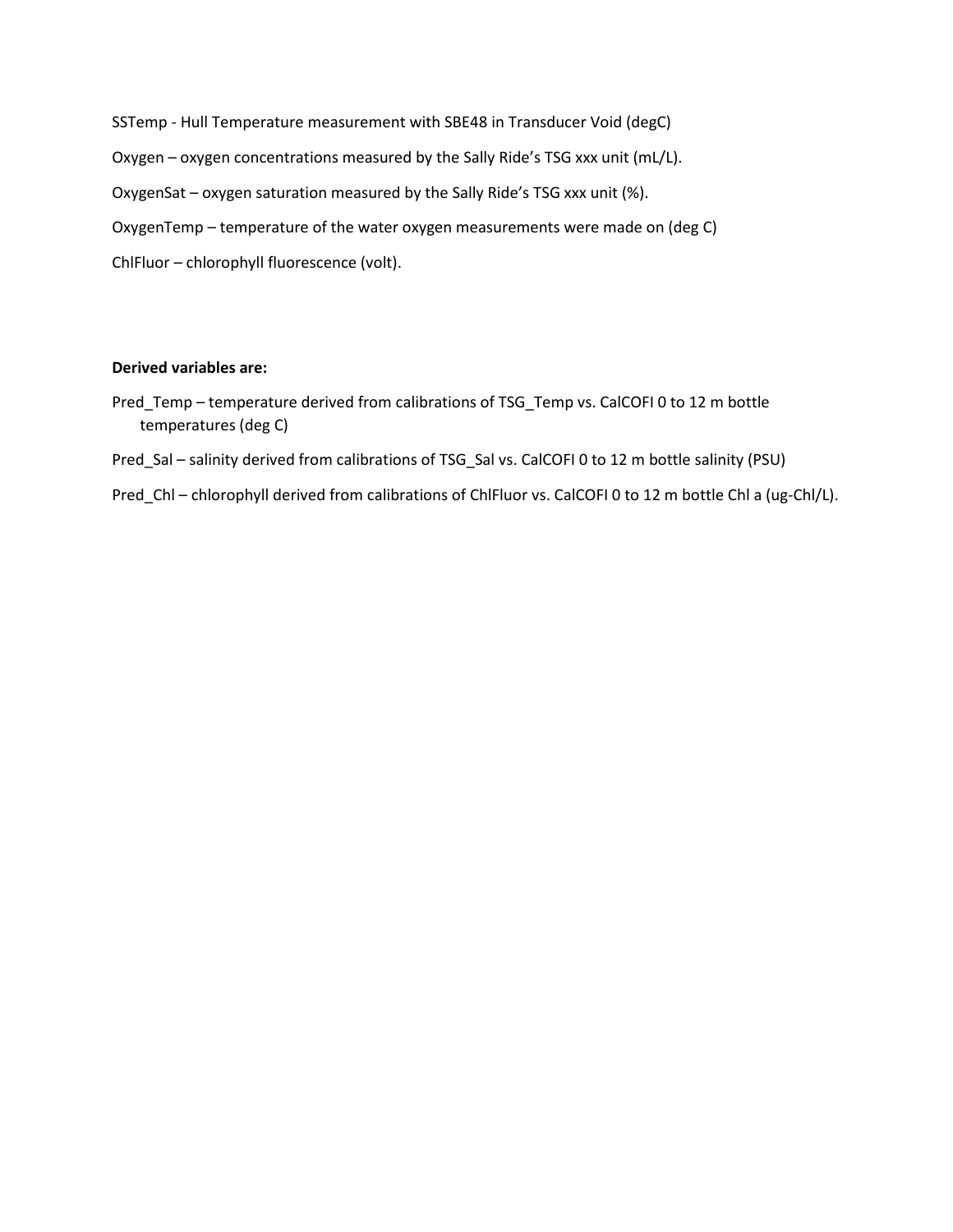SSTemp - Hull Temperature measurement with SBE48 in Transducer Void (degC)

Oxygen – oxygen concentrations measured by the Sally Ride's TSG xxx unit (mL/L).

OxygenSat – oxygen saturation measured by the Sally Ride's TSG xxx unit (%).

OxygenTemp – temperature of the water oxygen measurements were made on (deg C)

ChlFluor – chlorophyll fluorescence (volt).

**Derived variables are:**

Pred_Temp – temperature derived from calibrations of TSG_Temp vs. CalCOFI 0 to 12 m bottle temperatures (deg C)

Pred_Sal – salinity derived from calibrations of TSG_Sal vs. CalCOFI 0 to 12 m bottle salinity (PSU)

Pred_Chl – chlorophyll derived from calibrations of ChlFluor vs. CalCOFI 0 to 12 m bottle Chl a (ug-Chl/L).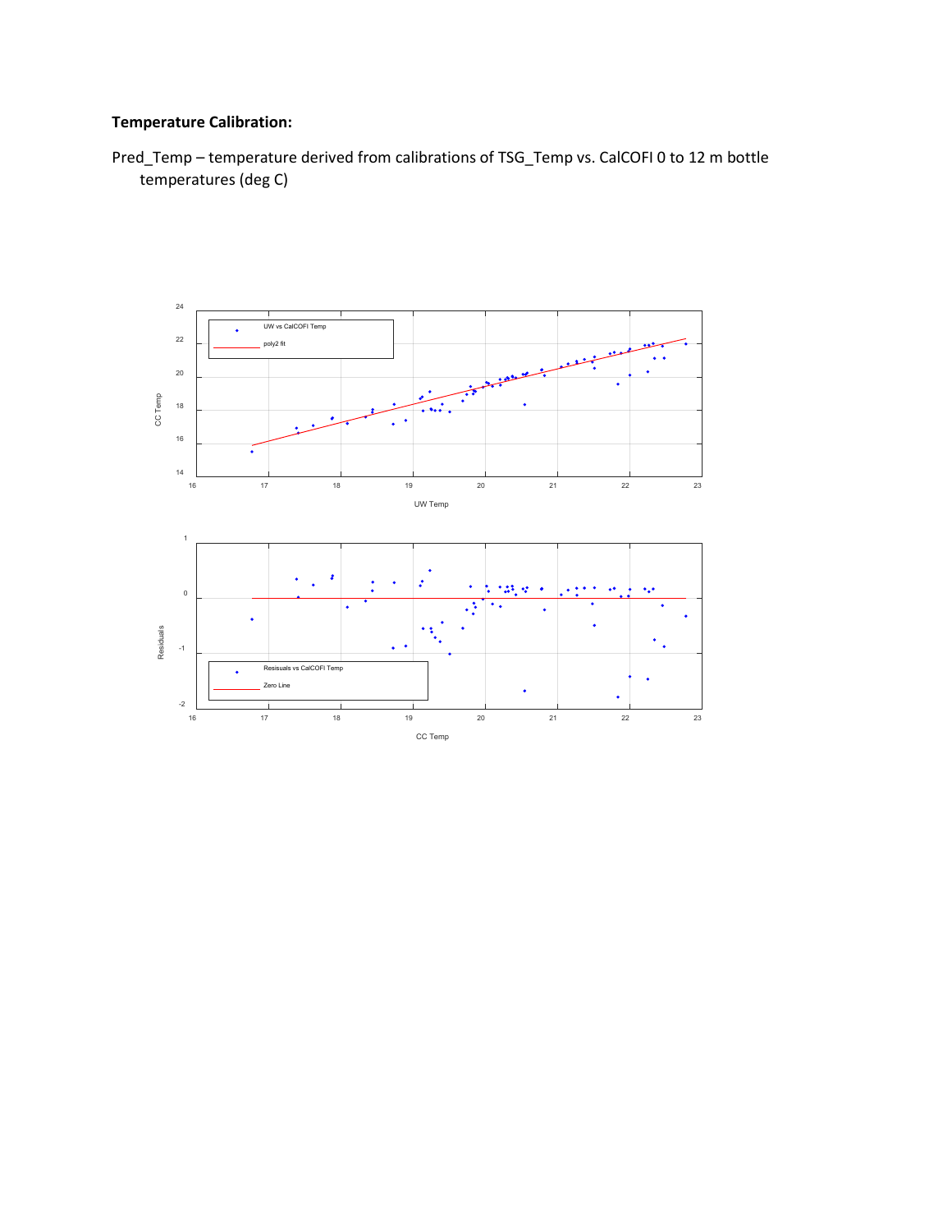**Temperature Calibration:**

Pred_Temp – temperature derived from calibrations of TSG_Temp vs. CalCOFI 0 to 12 m bottle temperatures (deg C)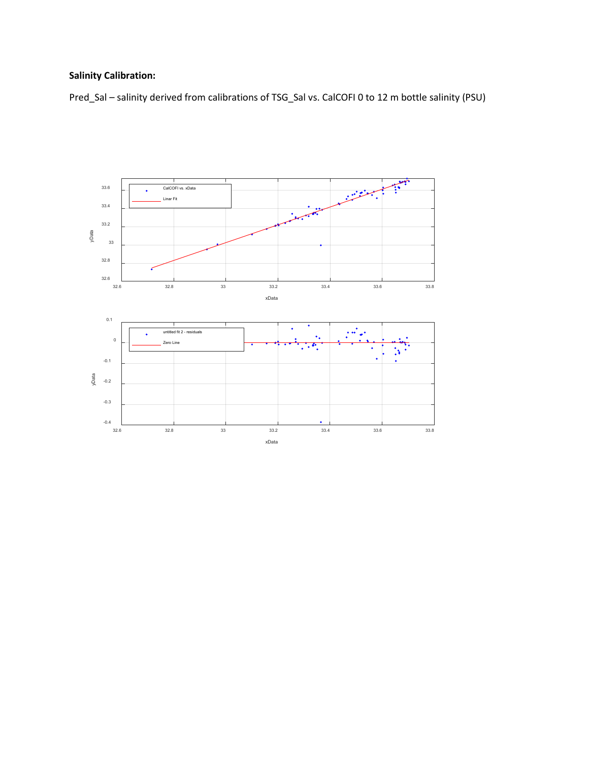**Salinity Calibration:**

Pred_Sal – salinity derived from calibrations of TSG_Sal vs. CalCOFI 0 to 12 m bottle salinity (PSU)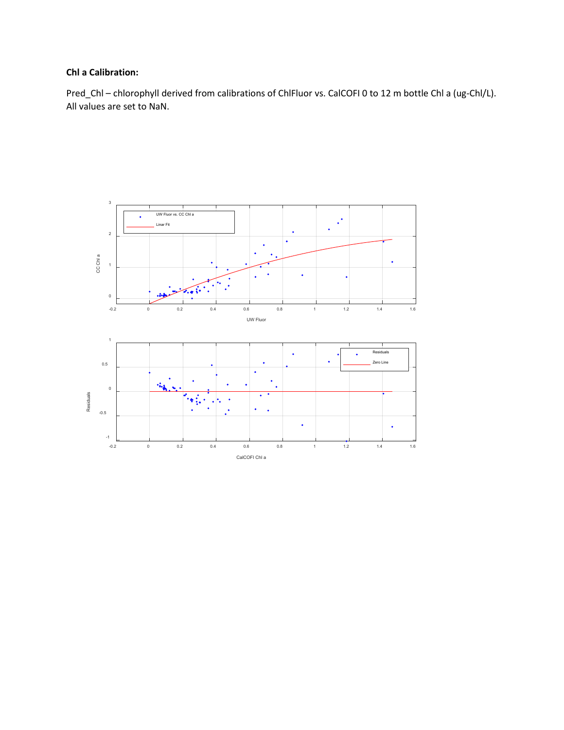**Chl a Calibration:**

Pred_Chl – chlorophyll derived from calibrations of ChlFluor vs. CalCOFI 0 to 12 m bottle Chl a (ug-Chl/L). All values are set to NaN.

UW Fluor vs. CC Chl a
Linar Fit
CC Chl a
UW Fluor
-0.2
0
0.2
0.4
0.6
0.8
1
1.2
1.4
1.6
0
1
2
3

Residuals
Zero Line
Residuals
CalCOFI Chl a
-0.2
0
0.2
0.4
0.6
0.8
1
1.2
1.4
1.6
-1
-0.5
0
0.5
1